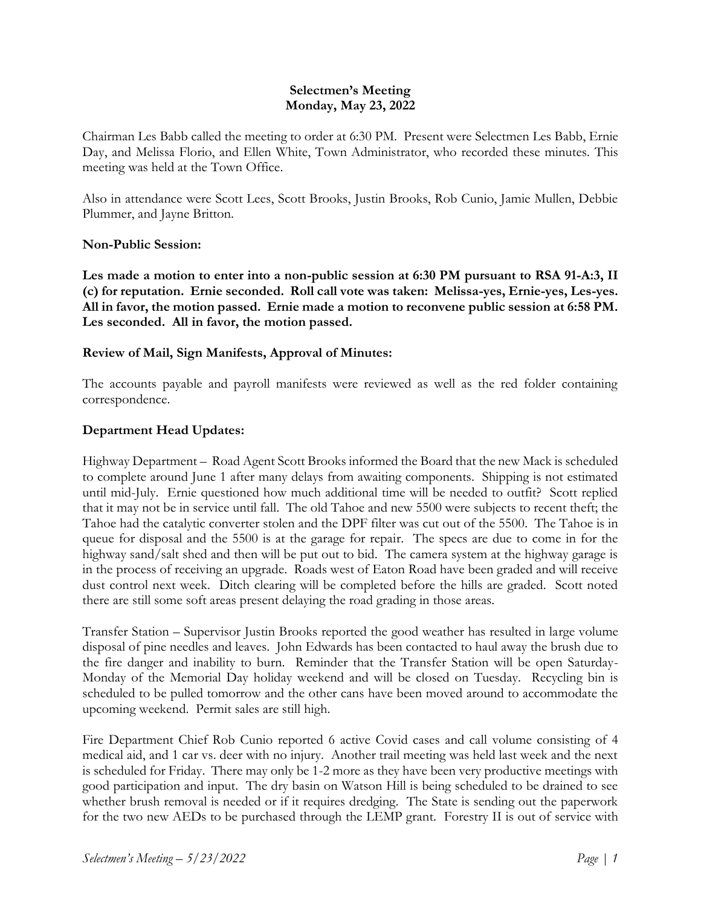**Selectmen's Meeting**
**Monday, May 23, 2022**

Chairman Les Babb called the meeting to order at 6:30 PM. Present were Selectmen Les Babb, Ernie Day, and Melissa Florio, and Ellen White, Town Administrator, who recorded these minutes. This meeting was held at the Town Office.

Also in attendance were Scott Lees, Scott Brooks, Justin Brooks, Rob Cunio, Jamie Mullen, Debbie Plummer, and Jayne Britton.

**Non-Public Session:**

**Les made a motion to enter into a non-public session at 6:30 PM pursuant to RSA 91-A:3, II (c) for reputation. Ernie seconded. Roll call vote was taken: Melissa-yes, Ernie-yes, Les-yes. All in favor, the motion passed. Ernie made a motion to reconvene public session at 6:58 PM. Les seconded. All in favor, the motion passed.**

**Review of Mail, Sign Manifests, Approval of Minutes:**

The accounts payable and payroll manifests were reviewed as well as the red folder containing correspondence.

**Department Head Updates:**

Highway Department – Road Agent Scott Brooks informed the Board that the new Mack is scheduled to complete around June 1 after many delays from awaiting components. Shipping is not estimated until mid-July. Ernie questioned how much additional time will be needed to outfit? Scott replied that it may not be in service until fall. The old Tahoe and new 5500 were subjects to recent theft; the Tahoe had the catalytic converter stolen and the DPF filter was cut out of the 5500. The Tahoe is in queue for disposal and the 5500 is at the garage for repair. The specs are due to come in for the highway sand/salt shed and then will be put out to bid. The camera system at the highway garage is in the process of receiving an upgrade. Roads west of Eaton Road have been graded and will receive dust control next week. Ditch clearing will be completed before the hills are graded. Scott noted there are still some soft areas present delaying the road grading in those areas.

Transfer Station – Supervisor Justin Brooks reported the good weather has resulted in large volume disposal of pine needles and leaves. John Edwards has been contacted to haul away the brush due to the fire danger and inability to burn. Reminder that the Transfer Station will be open Saturday-Monday of the Memorial Day holiday weekend and will be closed on Tuesday. Recycling bin is scheduled to be pulled tomorrow and the other cans have been moved around to accommodate the upcoming weekend. Permit sales are still high.

Fire Department Chief Rob Cunio reported 6 active Covid cases and call volume consisting of 4 medical aid, and 1 car vs. deer with no injury. Another trail meeting was held last week and the next is scheduled for Friday. There may only be 1-2 more as they have been very productive meetings with good participation and input. The dry basin on Watson Hill is being scheduled to be drained to see whether brush removal is needed or if it requires dredging. The State is sending out the paperwork for the two new AEDs to be purchased through the LEMP grant. Forestry II is out of service with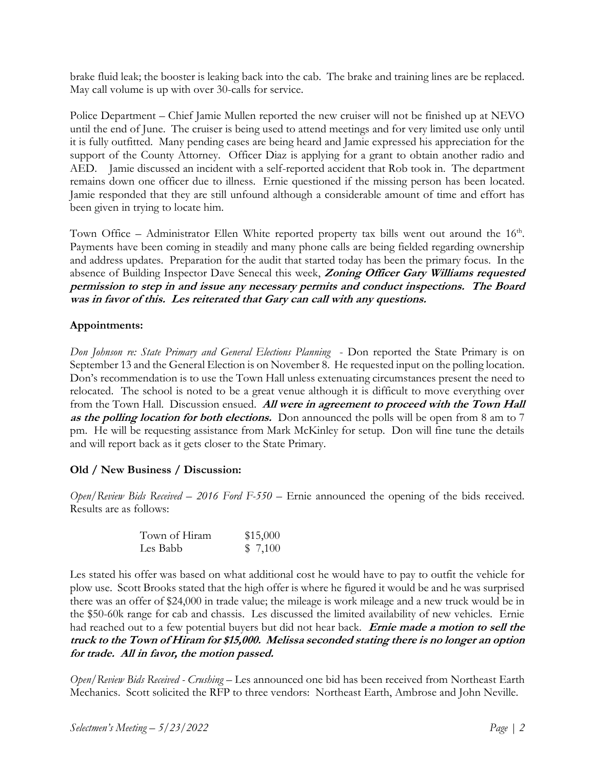brake fluid leak; the booster is leaking back into the cab. The brake and training lines are be replaced. May call volume is up with over 30-calls for service.

Police Department – Chief Jamie Mullen reported the new cruiser will not be finished up at NEVO until the end of June. The cruiser is being used to attend meetings and for very limited use only until it is fully outfitted. Many pending cases are being heard and Jamie expressed his appreciation for the support of the County Attorney. Officer Diaz is applying for a grant to obtain another radio and AED. Jamie discussed an incident with a self-reported accident that Rob took in. The department remains down one officer due to illness. Ernie questioned if the missing person has been located. Jamie responded that they are still unfound although a considerable amount of time and effort has been given in trying to locate him.

Town Office – Administrator Ellen White reported property tax bills went out around the 16th. Payments have been coming in steadily and many phone calls are being fielded regarding ownership and address updates. Preparation for the audit that started today has been the primary focus. In the absence of Building Inspector Dave Senecal this week, ***Zoning Officer Gary Williams requested permission to step in and issue any necessary permits and conduct inspections. The Board was in favor of this. Les reiterated that Gary can call with any questions.***

## Appointments:

*Don Johnson re: State Primary and General Elections Planning* - Don reported the State Primary is on September 13 and the General Election is on November 8. He requested input on the polling location. Don's recommendation is to use the Town Hall unless extenuating circumstances present the need to relocated. The school is noted to be a great venue although it is difficult to move everything over from the Town Hall. Discussion ensued. ***All were in agreement to proceed with the Town Hall as the polling location for both elections.*** Don announced the polls will be open from 8 am to 7 pm. He will be requesting assistance from Mark McKinley for setup. Don will fine tune the details and will report back as it gets closer to the State Primary.

## Old / New Business / Discussion:

*Open/Review Bids Received – 2016 Ford F-550* – Ernie announced the opening of the bids received. Results are as follows:

| | |
|---|---|
| Town of Hiram | $15,000 |
| Les Babb | $ 7,100 |

Les stated his offer was based on what additional cost he would have to pay to outfit the vehicle for plow use. Scott Brooks stated that the high offer is where he figured it would be and he was surprised there was an offer of $24,000 in trade value; the mileage is work mileage and a new truck would be in the $50-60k range for cab and chassis. Les discussed the limited availability of new vehicles. Ernie had reached out to a few potential buyers but did not hear back. ***Ernie made a motion to sell the truck to the Town of Hiram for $15,000. Melissa seconded stating there is no longer an option for trade. All in favor, the motion passed.***

*Open/Review Bids Received - Crushing* – Les announced one bid has been received from Northeast Earth Mechanics. Scott solicited the RFP to three vendors: Northeast Earth, Ambrose and John Neville.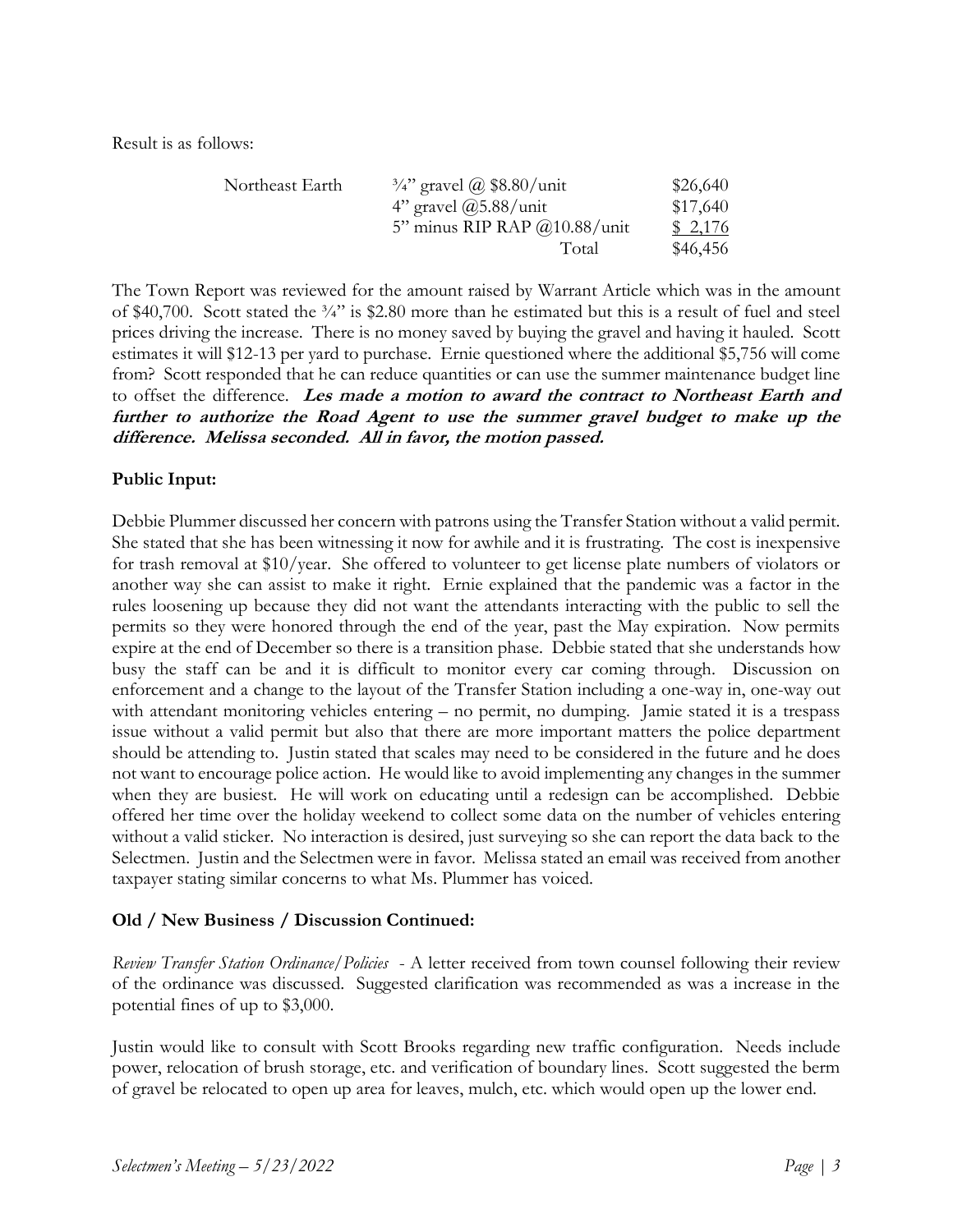Result is as follows:

| Northeast Earth | ¾" gravel @ $8.80/unit | $26,640 |
|---|---|---|
| | 4" gravel @5.88/unit | $17,640 |
| | 5" minus RIP RAP @10.88/unit | $ 2,176 |
| | Total | $46,456 |

The Town Report was reviewed for the amount raised by Warrant Article which was in the amount of $40,700. Scott stated the ¾" is $2.80 more than he estimated but this is a result of fuel and steel prices driving the increase. There is no money saved by buying the gravel and having it hauled. Scott estimates it will $12-13 per yard to purchase. Ernie questioned where the additional $5,756 will come from? Scott responded that he can reduce quantities or can use the summer maintenance budget line to offset the difference. ***Les made a motion to award the contract to Northeast Earth and further to authorize the Road Agent to use the summer gravel budget to make up the difference. Melissa seconded. All in favor, the motion passed.***

**Public Input:**

Debbie Plummer discussed her concern with patrons using the Transfer Station without a valid permit. She stated that she has been witnessing it now for awhile and it is frustrating. The cost is inexpensive for trash removal at $10/year. She offered to volunteer to get license plate numbers of violators or another way she can assist to make it right. Ernie explained that the pandemic was a factor in the rules loosening up because they did not want the attendants interacting with the public to sell the permits so they were honored through the end of the year, past the May expiration. Now permits expire at the end of December so there is a transition phase. Debbie stated that she understands how busy the staff can be and it is difficult to monitor every car coming through. Discussion on enforcement and a change to the layout of the Transfer Station including a one-way in, one-way out with attendant monitoring vehicles entering – no permit, no dumping. Jamie stated it is a trespass issue without a valid permit but also that there are more important matters the police department should be attending to. Justin stated that scales may need to be considered in the future and he does not want to encourage police action. He would like to avoid implementing any changes in the summer when they are busiest. He will work on educating until a redesign can be accomplished. Debbie offered her time over the holiday weekend to collect some data on the number of vehicles entering without a valid sticker. No interaction is desired, just surveying so she can report the data back to the Selectmen. Justin and the Selectmen were in favor. Melissa stated an email was received from another taxpayer stating similar concerns to what Ms. Plummer has voiced.

**Old / New Business / Discussion Continued:**

*Review Transfer Station Ordinance/Policies* - A letter received from town counsel following their review of the ordinance was discussed. Suggested clarification was recommended as was a increase in the potential fines of up to $3,000.

Justin would like to consult with Scott Brooks regarding new traffic configuration. Needs include power, relocation of brush storage, etc. and verification of boundary lines. Scott suggested the berm of gravel be relocated to open up area for leaves, mulch, etc. which would open up the lower end.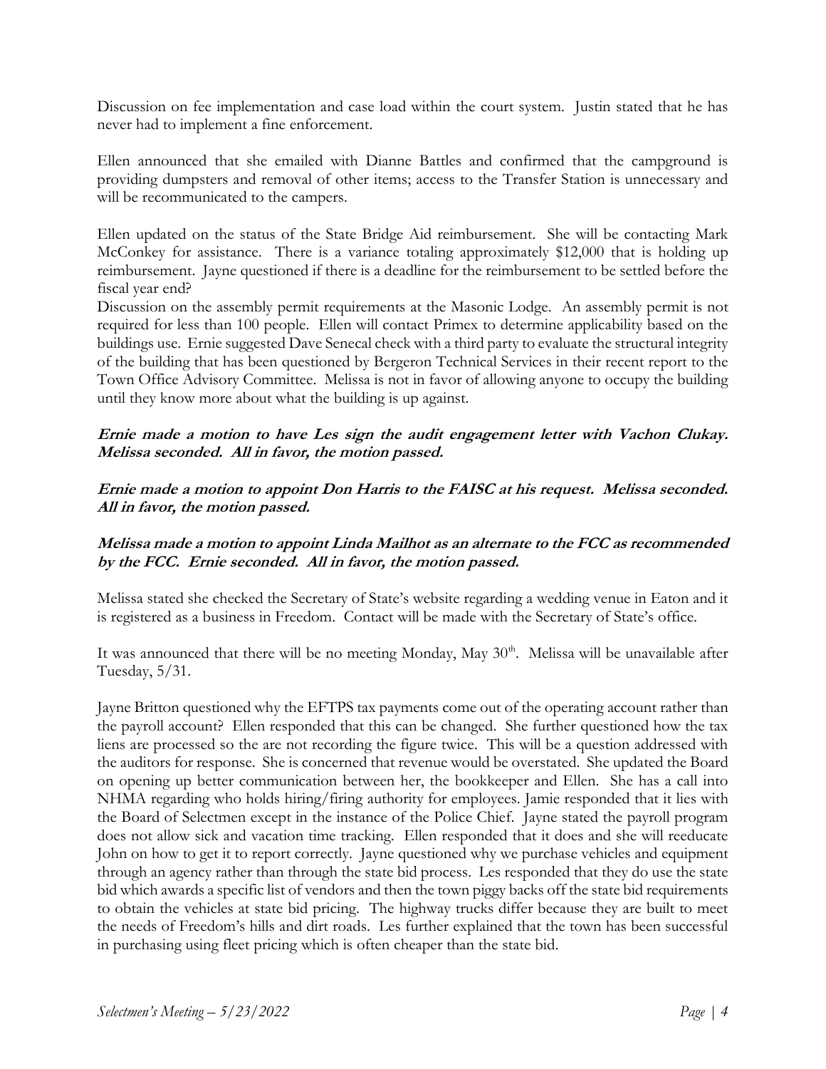Discussion on fee implementation and case load within the court system. Justin stated that he has never had to implement a fine enforcement.

Ellen announced that she emailed with Dianne Battles and confirmed that the campground is providing dumpsters and removal of other items; access to the Transfer Station is unnecessary and will be recommunicated to the campers.

Ellen updated on the status of the State Bridge Aid reimbursement. She will be contacting Mark McConkey for assistance. There is a variance totaling approximately $12,000 that is holding up reimbursement. Jayne questioned if there is a deadline for the reimbursement to be settled before the fiscal year end?

Discussion on the assembly permit requirements at the Masonic Lodge. An assembly permit is not required for less than 100 people. Ellen will contact Primex to determine applicability based on the buildings use. Ernie suggested Dave Senecal check with a third party to evaluate the structural integrity of the building that has been questioned by Bergeron Technical Services in their recent report to the Town Office Advisory Committee. Melissa is not in favor of allowing anyone to occupy the building until they know more about what the building is up against.

***Ernie made a motion to have Les sign the audit engagement letter with Vachon Clukay. Melissa seconded. All in favor, the motion passed.***

***Ernie made a motion to appoint Don Harris to the FAISC at his request. Melissa seconded. All in favor, the motion passed.***

***Melissa made a motion to appoint Linda Mailhot as an alternate to the FCC as recommended by the FCC. Ernie seconded. All in favor, the motion passed.***

Melissa stated she checked the Secretary of State's website regarding a wedding venue in Eaton and it is registered as a business in Freedom. Contact will be made with the Secretary of State's office.

It was announced that there will be no meeting Monday, May 30th. Melissa will be unavailable after Tuesday, 5/31.

Jayne Britton questioned why the EFTPS tax payments come out of the operating account rather than the payroll account? Ellen responded that this can be changed. She further questioned how the tax liens are processed so the are not recording the figure twice. This will be a question addressed with the auditors for response. She is concerned that revenue would be overstated. She updated the Board on opening up better communication between her, the bookkeeper and Ellen. She has a call into NHMA regarding who holds hiring/firing authority for employees. Jamie responded that it lies with the Board of Selectmen except in the instance of the Police Chief. Jayne stated the payroll program does not allow sick and vacation time tracking. Ellen responded that it does and she will reeducate John on how to get it to report correctly. Jayne questioned why we purchase vehicles and equipment through an agency rather than through the state bid process. Les responded that they do use the state bid which awards a specific list of vendors and then the town piggy backs off the state bid requirements to obtain the vehicles at state bid pricing. The highway trucks differ because they are built to meet the needs of Freedom's hills and dirt roads. Les further explained that the town has been successful in purchasing using fleet pricing which is often cheaper than the state bid.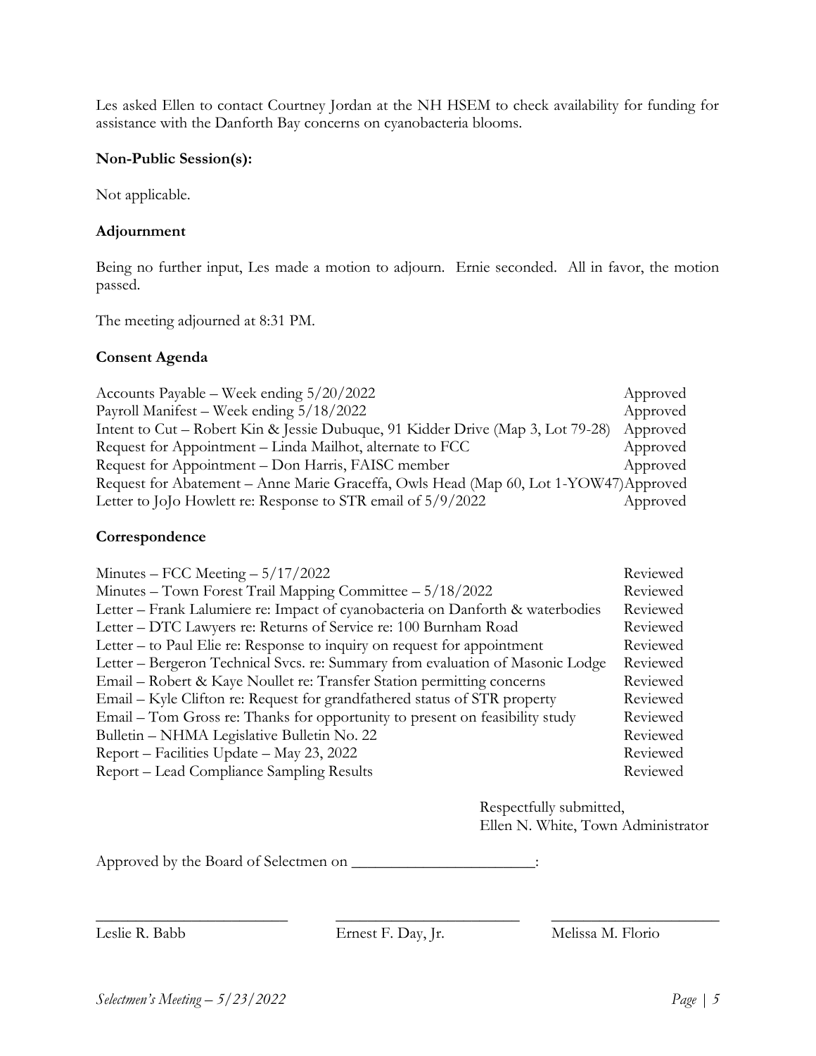Les asked Ellen to contact Courtney Jordan at the NH HSEM to check availability for funding for assistance with the Danforth Bay concerns on cyanobacteria blooms.

**Non-Public Session(s):**

Not applicable.

**Adjournment**

Being no further input, Les made a motion to adjourn. Ernie seconded. All in favor, the motion passed.

The meeting adjourned at 8:31 PM.

**Consent Agenda**

| | |
|---|---|
| Accounts Payable – Week ending 5/20/2022 | Approved |
| Payroll Manifest – Week ending 5/18/2022 | Approved |
| Intent to Cut – Robert Kin & Jessie Dubuque, 91 Kidder Drive (Map 3, Lot 79-28) | Approved |
| Request for Appointment – Linda Mailhot, alternate to FCC | Approved |
| Request for Appointment – Don Harris, FAISC member | Approved |
| Request for Abatement – Anne Marie Graceffa, Owls Head (Map 60, Lot 1-YOW47) | Approved |
| Letter to JoJo Howlett re: Response to STR email of 5/9/2022 | Approved |

**Correspondence**

| | |
|---|---|
| Minutes – FCC Meeting – 5/17/2022 | Reviewed |
| Minutes – Town Forest Trail Mapping Committee – 5/18/2022 | Reviewed |
| Letter – Frank Lalumiere re: Impact of cyanobacteria on Danforth & waterbodies | Reviewed |
| Letter – DTC Lawyers re: Returns of Service re: 100 Burnham Road | Reviewed |
| Letter – to Paul Elie re: Response to inquiry on request for appointment | Reviewed |
| Letter – Bergeron Technical Svcs. re: Summary from evaluation of Masonic Lodge | Reviewed |
| Email – Robert & Kaye Noullet re: Transfer Station permitting concerns | Reviewed |
| Email – Kyle Clifton re: Request for grandfathered status of STR property | Reviewed |
| Email – Tom Gross re: Thanks for opportunity to present on feasibility study | Reviewed |
| Bulletin – NHMA Legislative Bulletin No. 22 | Reviewed |
| Report – Facilities Update – May 23, 2022 | Reviewed |
| Report – Lead Compliance Sampling Results | Reviewed |

Respectfully submitted,
Ellen N. White, Town Administrator

Approved by the Board of Selectmen on _______________________:

_________________________ _________________________ _________________________

Leslie R. Babb Ernest F. Day, Jr. Melissa M. Florio